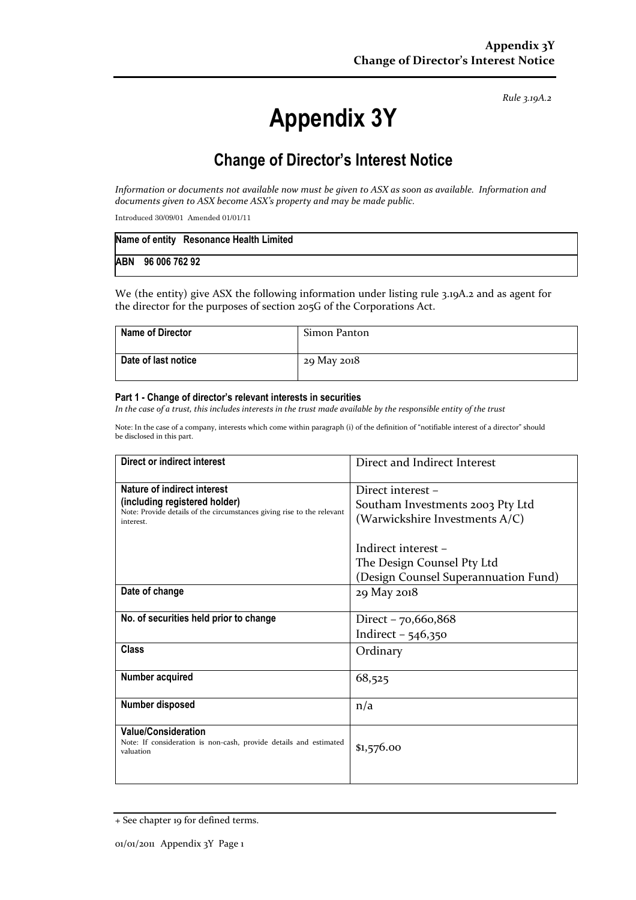*Rule 3.19A.2*

# Appendix 3Y

## Change of Director's Interest Notice

*Information or documents not available now must be given to ASX as soon as available. Information and documents given to ASX become ASX's property and may be made public.*

Introduced 30/09/01 Amended 01/01/11

| **Name of entity** Resonance Health Limited |
|---|
| **ABN** 96 006 762 92 |

We (the entity) give ASX the following information under listing rule 3.19A.2 and as agent for the director for the purposes of section 205G of the Corporations Act.

| **Name of Director** | Simon Panton |
|---|---|
| **Date of last notice** | 29 May 2018 |

#### Part 1 - Change of director's relevant interests in securities

*In the case of a trust, this includes interests in the trust made available by the responsible entity of the trust*

Note: In the case of a company, interests which come within paragraph (i) of the definition of "notifiable interest of a director" should be disclosed in this part.

| **Direct or indirect interest** | Direct and Indirect Interest |
|---|---|
| **Nature of indirect interest (including registered holder)**<br>Note: Provide details of the circumstances giving rise to the relevant interest. | Direct interest – Southam Investments 2003 Pty Ltd (Warwickshire Investments A/C)<br><br>Indirect interest – The Design Counsel Pty Ltd (Design Counsel Superannuation Fund) |
| **Date of change** | 29 May 2018 |
| **No. of securities held prior to change** | Direct – 70,660,868<br>Indirect – 546,350 |
| **Class** | Ordinary |
| **Number acquired** | 68,525 |
| **Number disposed** | n/a |
| **Value/Consideration**<br>Note: If consideration is non-cash, provide details and estimated valuation | $1,576.00 |

+ See chapter 19 for defined terms.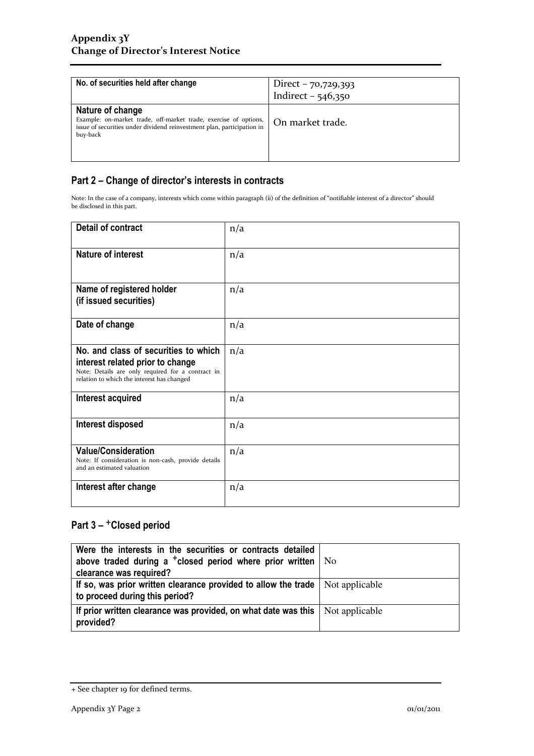| | |
|---|---|
| **No. of securities held after change** | Direct – 70,729,393<br>Indirect – 546,350 |
| **Nature of change**<br>Example: on-market trade, off-market trade, exercise of options, issue of securities under dividend reinvestment plan, participation in buy-back | On market trade. |

## Part 2 – Change of director's interests in contracts

Note: In the case of a company, interests which come within paragraph (ii) of the definition of "notifiable interest of a director" should be disclosed in this part.

| | |
|---|---|
| **Detail of contract** | n/a |
| **Nature of interest** | n/a |
| **Name of registered holder (if issued securities)** | n/a |
| **Date of change** | n/a |
| **No. and class of securities to which interest related prior to change**<br>Note: Details are only required for a contract in relation to which the interest has changed | n/a |
| **Interest acquired** | n/a |
| **Interest disposed** | n/a |
| **Value/Consideration**<br>Note: If consideration is non-cash, provide details and an estimated valuation | n/a |
| **Interest after change** | n/a |

## Part 3 – +Closed period

| | |
|---|---|
| **Were the interests in the securities or contracts detailed above traded during a +closed period where prior written clearance was required?** | No |
| **If so, was prior written clearance provided to allow the trade to proceed during this period?** | Not applicable |
| **If prior written clearance was provided, on what date was this provided?** | Not applicable |

+ See chapter 19 for defined terms.